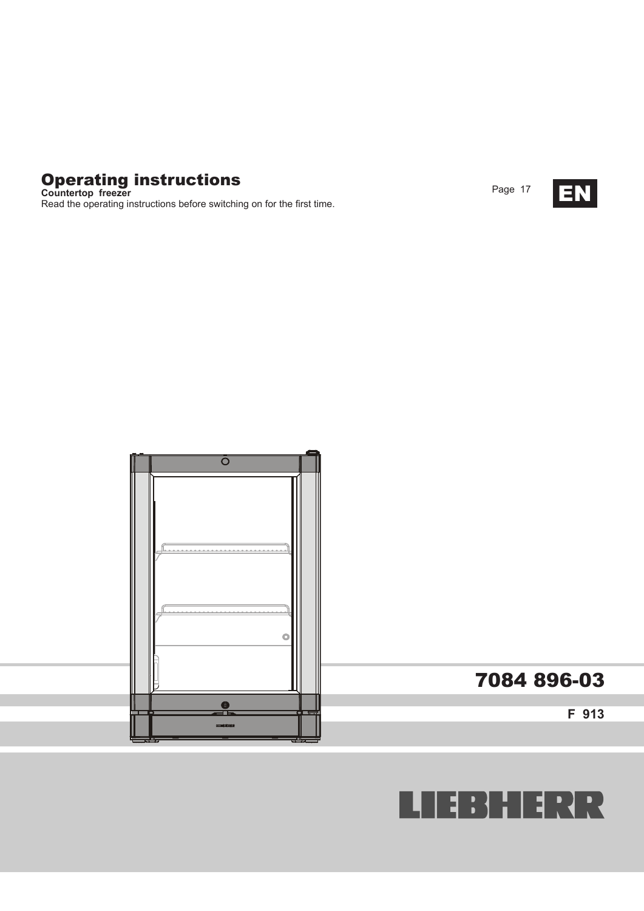# Operating instructions

**Countertop freezer**

Read the operating instructions before switching on for the first time.

Page 17

**EN**

# 7084 896-03

**F 913**

LIEBHERR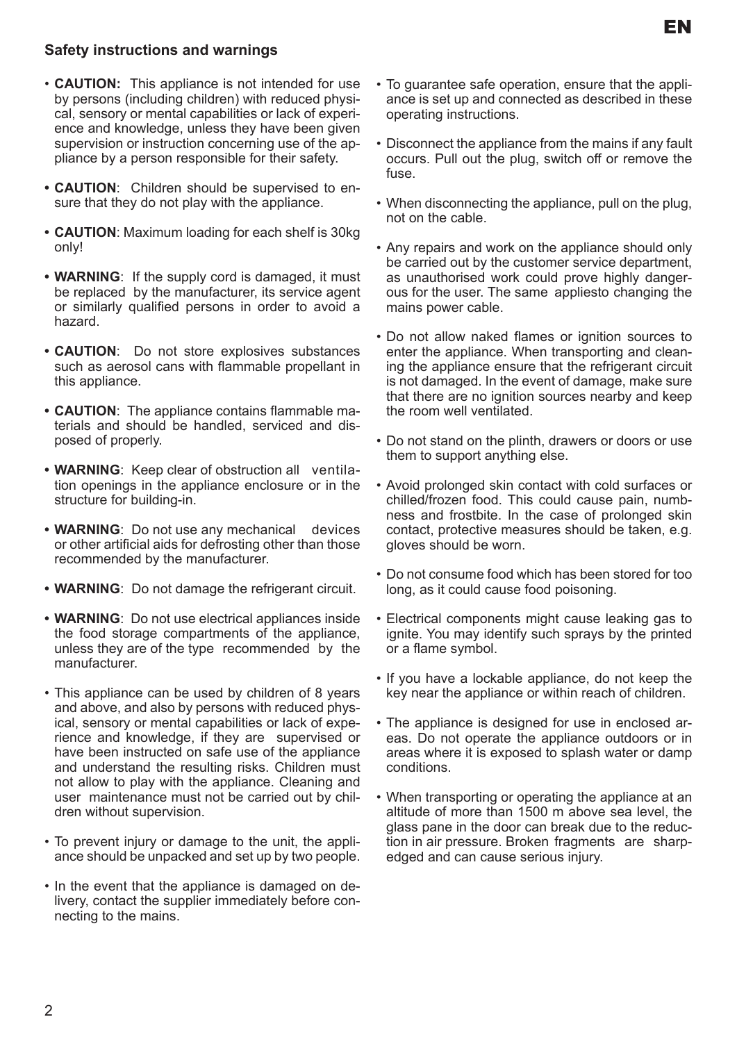## Safety instructions and warnings

- **CAUTION:** This appliance is not intended for use by persons (including children) with reduced physical, sensory or mental capabilities or lack of experience and knowledge, unless they have been given supervision or instruction concerning use of the appliance by a person responsible for their safety.
- **CAUTION**: Children should be supervised to ensure that they do not play with the appliance.
- **CAUTION**: Maximum loading for each shelf is 30kg only!
- **WARNING**: If the supply cord is damaged, it must be replaced by the manufacturer, its service agent or similarly qualified persons in order to avoid a hazard.
- **CAUTION**: Do not store explosives substances such as aerosol cans with flammable propellant in this appliance.
- **CAUTION**: The appliance contains flammable materials and should be handled, serviced and disposed of properly.
- **WARNING**: Keep clear of obstruction all ventilation openings in the appliance enclosure or in the structure for building-in.
- **WARNING**: Do not use any mechanical devices or other artificial aids for defrosting other than those recommended by the manufacturer.
- **WARNING**: Do not damage the refrigerant circuit.
- **WARNING**: Do not use electrical appliances inside the food storage compartments of the appliance, unless they are of the type recommended by the manufacturer.
- This appliance can be used by children of 8 years and above, and also by persons with reduced physical, sensory or mental capabilities or lack of experience and knowledge, if they are supervised or have been instructed on safe use of the appliance and understand the resulting risks. Children must not allow to play with the appliance. Cleaning and user maintenance must not be carried out by children without supervision.
- To prevent injury or damage to the unit, the appliance should be unpacked and set up by two people.
- In the event that the appliance is damaged on delivery, contact the supplier immediately before connecting to the mains.
- To guarantee safe operation, ensure that the appliance is set up and connected as described in these operating instructions.
- Disconnect the appliance from the mains if any fault occurs. Pull out the plug, switch off or remove the fuse.
- When disconnecting the appliance, pull on the plug, not on the cable.
- Any repairs and work on the appliance should only be carried out by the customer service department, as unauthorised work could prove highly dangerous for the user. The same appliesto changing the mains power cable.
- Do not allow naked flames or ignition sources to enter the appliance. When transporting and cleaning the appliance ensure that the refrigerant circuit is not damaged. In the event of damage, make sure that there are no ignition sources nearby and keep the room well ventilated.
- Do not stand on the plinth, drawers or doors or use them to support anything else.
- Avoid prolonged skin contact with cold surfaces or chilled/frozen food. This could cause pain, numbness and frostbite. In the case of prolonged skin contact, protective measures should be taken, e.g. gloves should be worn.
- Do not consume food which has been stored for too long, as it could cause food poisoning.
- Electrical components might cause leaking gas to ignite. You may identify such sprays by the printed or a flame symbol.
- If you have a lockable appliance, do not keep the key near the appliance or within reach of children.
- The appliance is designed for use in enclosed areas. Do not operate the appliance outdoors or in areas where it is exposed to splash water or damp conditions.
- When transporting or operating the appliance at an altitude of more than 1500 m above sea level, the glass pane in the door can break due to the reduction in air pressure. Broken fragments are sharp-edged and can cause serious injury.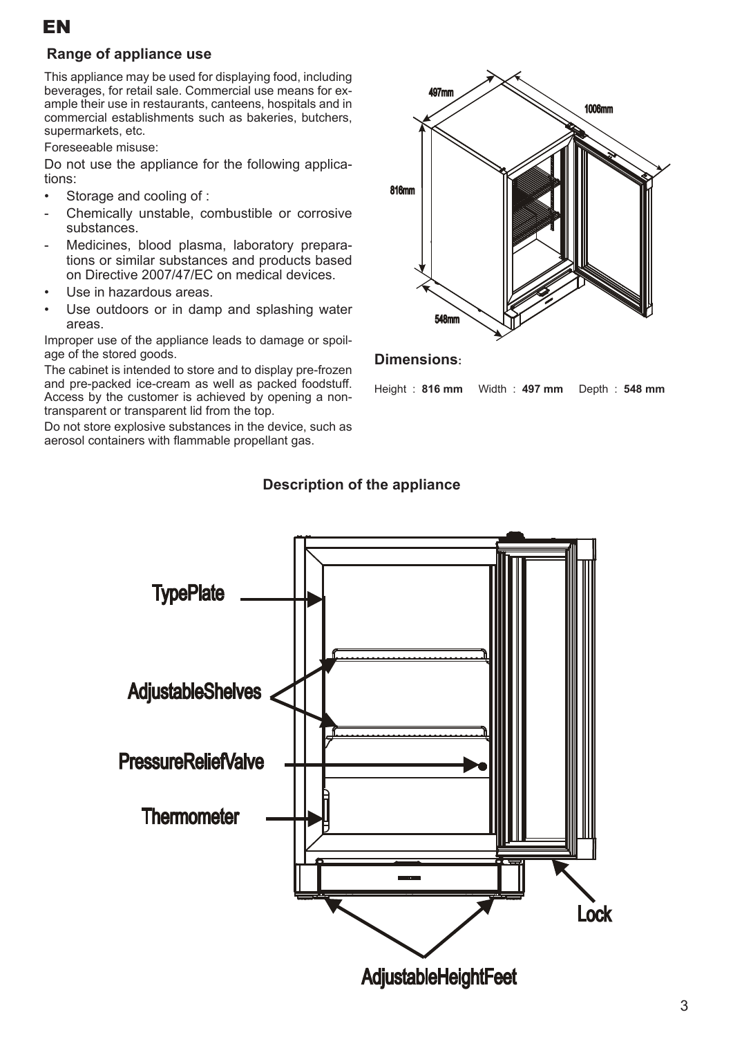# EN

## Range of appliance use

This appliance may be used for displaying food, including beverages, for retail sale. Commercial use means for example their use in restaurants, canteens, hospitals and in commercial establishments such as bakeries, butchers, supermarkets, etc.

Foreseeable misuse:

Do not use the appliance for the following applications:

- Storage and cooling of :
  - Chemically unstable, combustible or corrosive substances.
  - Medicines, blood plasma, laboratory preparations or similar substances and products based on Directive 2007/47/EC on medical devices.
- Use in hazardous areas.
- Use outdoors or in damp and splashing water areas.

Improper use of the appliance leads to damage or spoilage of the stored goods.

The cabinet is intended to store and to display pre-frozen and pre-packed ice-cream as well as packed foodstuff. Access by the customer is achieved by opening a non-transparent or transparent lid from the top.

Do not store explosive substances in the device, such as aerosol containers with flammable propellant gas.

497mm

1006mm

816mm

548mm

**Dimensions**:

Height : **816 mm** Width : **497 mm** Depth : **548 mm**

## Description of the appliance

TypePlate

AdjustableShelves

PressureReliefValve

Thermometer

Lock

AdjustableHeightFeet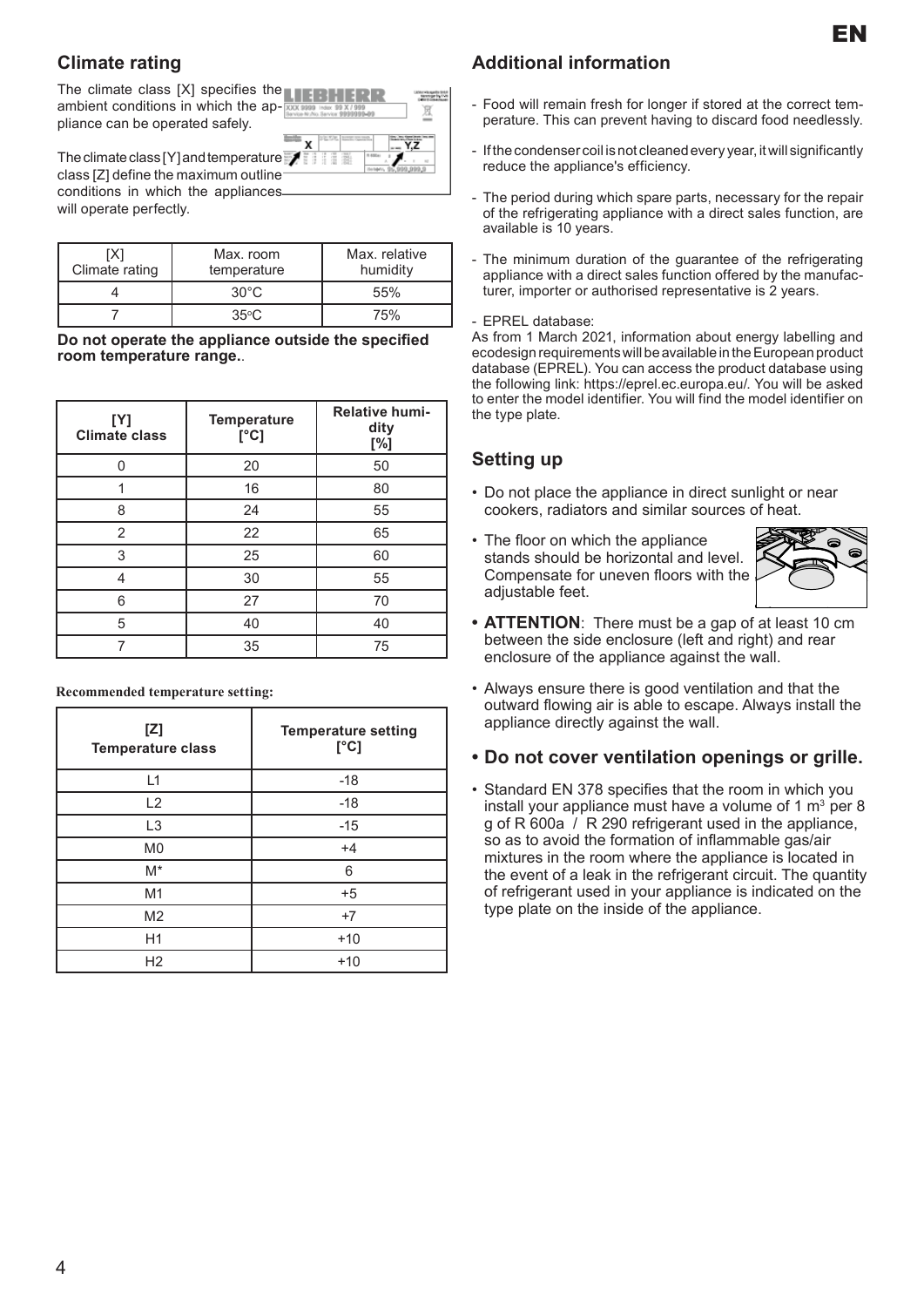## Climate rating

The climate class [X] specifies the ambient conditions in which the appliance can be operated safely.

The climate class [Y] and temperature class [Z] define the maximum outline conditions in which the appliances will operate perfectly.

| [X] Climate rating | Max. room temperature | Max. relative humidity |
|---|---|---|
| 4 | 30°C | 55% |
| 7 | 35°C | 75% |

**Do not operate the appliance outside the specified room temperature range.**.

| [Y] Climate class | Temperature [°C] | Relative humidity [%] |
|---|---|---|
| 0 | 20 | 50 |
| 1 | 16 | 80 |
| 8 | 24 | 55 |
| 2 | 22 | 65 |
| 3 | 25 | 60 |
| 4 | 30 | 55 |
| 6 | 27 | 70 |
| 5 | 40 | 40 |
| 7 | 35 | 75 |

**Recommended temperature setting:**

| [Z] Temperature class | Temperature setting [°C] |
|---|---|
| L1 | -18 |
| L2 | -18 |
| L3 | -15 |
| M0 | +4 |
| M* | 6 |
| M1 | +5 |
| M2 | +7 |
| H1 | +10 |
| H2 | +10 |

## Additional information

- Food will remain fresh for longer if stored at the correct temperature. This can prevent having to discard food needlessly.
- If the condenser coil is not cleaned every year, it will significantly reduce the appliance's efficiency.
- The period during which spare parts, necessary for the repair of the refrigerating appliance with a direct sales function, are available is 10 years.
- The minimum duration of the guarantee of the refrigerating appliance with a direct sales function offered by the manufacturer, importer or authorised representative is 2 years.
- EPREL database:

As from 1 March 2021, information about energy labelling and ecodesign requirements will be available in the European product database (EPREL). You can access the product database using the following link: https://eprel.ec.europa.eu/. You will be asked to enter the model identifier. You will find the model identifier on the type plate.

## Setting up

- Do not place the appliance in direct sunlight or near cookers, radiators and similar sources of heat.
- The floor on which the appliance stands should be horizontal and level. Compensate for uneven floors with the adjustable feet.
- **ATTENTION**: There must be a gap of at least 10 cm between the side enclosure (left and right) and rear enclosure of the appliance against the wall.
- Always ensure there is good ventilation and that the outward flowing air is able to escape. Always install the appliance directly against the wall.
- **Do not cover ventilation openings or grille.**
- Standard EN 378 specifies that the room in which you install your appliance must have a volume of 1 $m^3$ per 8 g of R 600a / R 290 refrigerant used in the appliance, so as to avoid the formation of inflammable gas/air mixtures in the room where the appliance is located in the event of a leak in the refrigerant circuit. The quantity of refrigerant used in your appliance is indicated on the type plate on the inside of the appliance.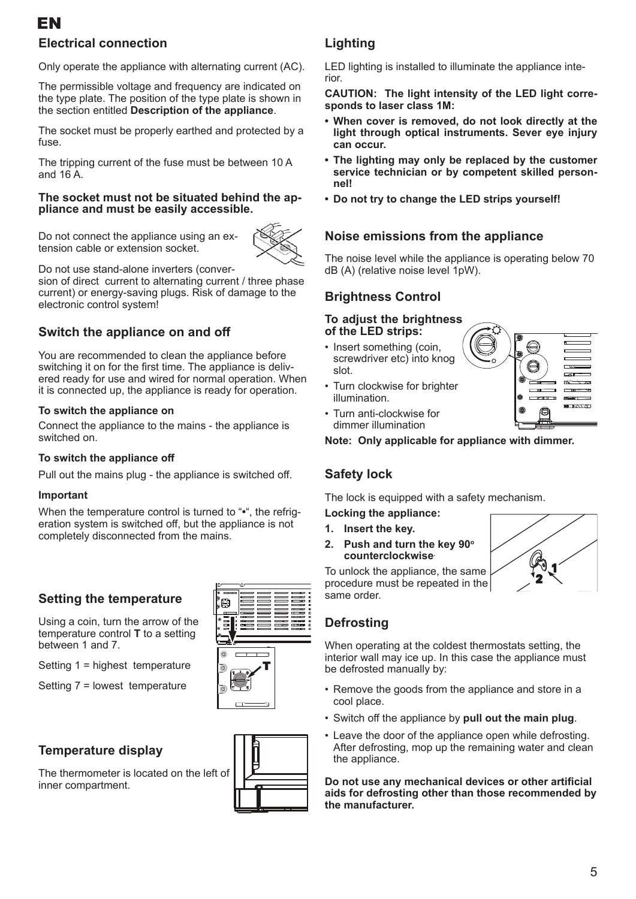EN

## Electrical connection

Only operate the appliance with alternating current (AC).

The permissible voltage and frequency are indicated on the type plate. The position of the type plate is shown in the section entitled **Description of the appliance**.

The socket must be properly earthed and protected by a fuse.

The tripping current of the fuse must be between 10 A and 16 A.

**The socket must not be situated behind the appliance and must be easily accessible.**

Do not connect the appliance using an extension cable or extension socket.

Do not use stand-alone inverters (conversion of direct current to alternating current / three phase current) or energy-saving plugs. Risk of damage to the electronic control system!

## Switch the appliance on and off

You are recommended to clean the appliance before switching it on for the first time. The appliance is delivered ready for use and wired for normal operation. When it is connected up, the appliance is ready for operation.

#### To switch the appliance on

Connect the appliance to the mains - the appliance is switched on.

#### To switch the appliance off

Pull out the mains plug - the appliance is switched off.

#### Important

When the temperature control is turned to "•", the refrigeration system is switched off, but the appliance is not completely disconnected from the mains.

## Setting the temperature

Using a coin, turn the arrow of the temperature control **T** to a setting between 1 and 7.

Setting 1 = highest temperature

Setting 7 = lowest temperature

## Temperature display

The thermometer is located on the left of inner compartment.

## Lighting

LED lighting is installed to illuminate the appliance interior.

**CAUTION: The light intensity of the LED light corresponds to laser class 1M:**

- **When cover is removed, do not look directly at the light through optical instruments. Sever eye injury can occur.**
- **The lighting may only be replaced by the customer service technician or by competent skilled personnel!**
- **Do not try to change the LED strips yourself!**

## Noise emissions from the appliance

The noise level while the appliance is operating below 70 dB (A) (relative noise level 1pW).

## Brightness Control

#### To adjust the brightness of the LED strips:

- Insert something (coin, screwdriver etc) into knog slot.
- Turn clockwise for brighter illumination.
- Turn anti-clockwise for dimmer illumination

**Note: Only applicable for appliance with dimmer.**

## Safety lock

The lock is equipped with a safety mechanism.

**Locking the appliance:**

1. **Insert the key.**
2. **Push and turn the key 90° counterclockwise**.

To unlock the appliance, the same procedure must be repeated in the same order.

## Defrosting

When operating at the coldest thermostats setting, the interior wall may ice up. In this case the appliance must be defrosted manually by:

- Remove the goods from the appliance and store in a cool place.
- Switch off the appliance by **pull out the main plug**.
- Leave the door of the appliance open while defrosting. After defrosting, mop up the remaining water and clean the appliance.

**Do not use any mechanical devices or other artificial aids for defrosting other than those recommended by the manufacturer.**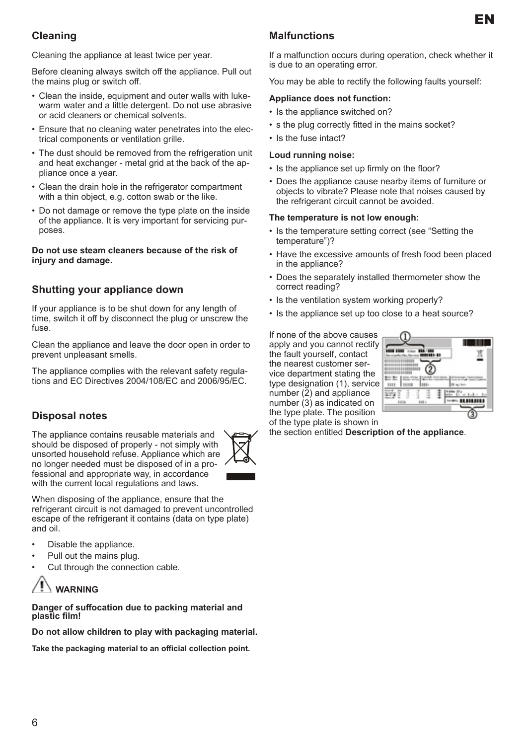## Cleaning

Cleaning the appliance at least twice per year.

Before cleaning always switch off the appliance. Pull out the mains plug or switch off.

- Clean the inside, equipment and outer walls with lukewarm water and a little detergent. Do not use abrasive or acid cleaners or chemical solvents.
- Ensure that no cleaning water penetrates into the electrical components or ventilation grille.
- The dust should be removed from the refrigeration unit and heat exchanger - metal grid at the back of the appliance once a year.
- Clean the drain hole in the refrigerator compartment with a thin object, e.g. cotton swab or the like.
- Do not damage or remove the type plate on the inside of the appliance. It is very important for servicing purposes.

**Do not use steam cleaners because of the risk of injury and damage.**

## Shutting your appliance down

If your appliance is to be shut down for any length of time, switch it off by disconnect the plug or unscrew the fuse.

Clean the appliance and leave the door open in order to prevent unpleasant smells.

The appliance complies with the relevant safety regulations and EC Directives 2004/108/EC and 2006/95/EC.

## Disposal notes

The appliance contains reusable materials and should be disposed of properly - not simply with unsorted household refuse. Appliance which are no longer needed must be disposed of in a professional and appropriate way, in accordance with the current local regulations and laws.

When disposing of the appliance, ensure that the refrigerant circuit is not damaged to prevent uncontrolled escape of the refrigerant it contains (data on type plate) and oil.

- Disable the appliance.
- Pull out the mains plug.
- Cut through the connection cable.

**WARNING**

**Danger of suffocation due to packing material and plastic film!**

**Do not allow children to play with packaging material.**

**Take the packaging material to an official collection point.**

## Malfunctions

If a malfunction occurs during operation, check whether it is due to an operating error.

You may be able to rectify the following faults yourself:

**Appliance does not function:**

- Is the appliance switched on?
- s the plug correctly fitted in the mains socket?
- Is the fuse intact?

**Loud running noise:**

- Is the appliance set up firmly on the floor?
- Does the appliance cause nearby items of furniture or objects to vibrate? Please note that noises caused by the refrigerant circuit cannot be avoided.

**The temperature is not low enough:**

- Is the temperature setting correct (see "Setting the temperature")?
- Have the excessive amounts of fresh food been placed in the appliance?
- Does the separately installed thermometer show the correct reading?
- Is the ventilation system working properly?
- Is the appliance set up too close to a heat source?

If none of the above causes apply and you cannot rectify the fault yourself, contact the nearest customer service department stating the type designation (1), service number (2) and appliance number (3) as indicated on the type plate. The position of the type plate is shown in the section entitled **Description of the appliance**.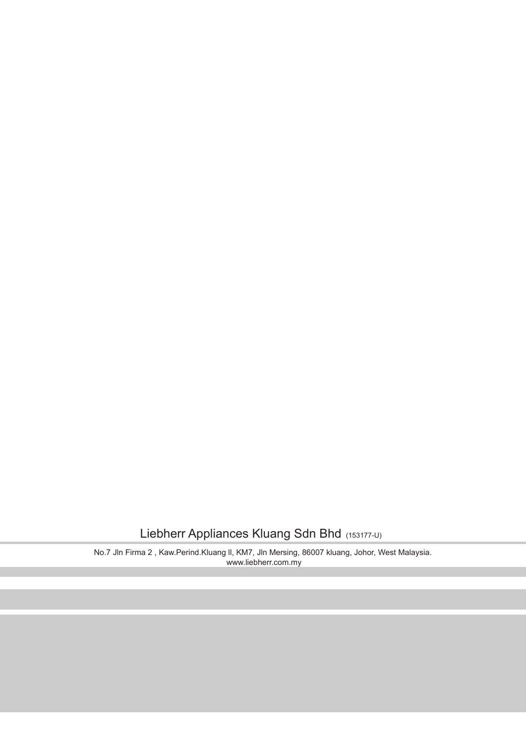Liebherr Appliances Kluang Sdn Bhd (153177-U)

No.7 Jln Firma 2 , Kaw.Perind.Kluang ll, KM7, Jln Mersing, 86007 kluang, Johor, West Malaysia.
www.liebherr.com.my